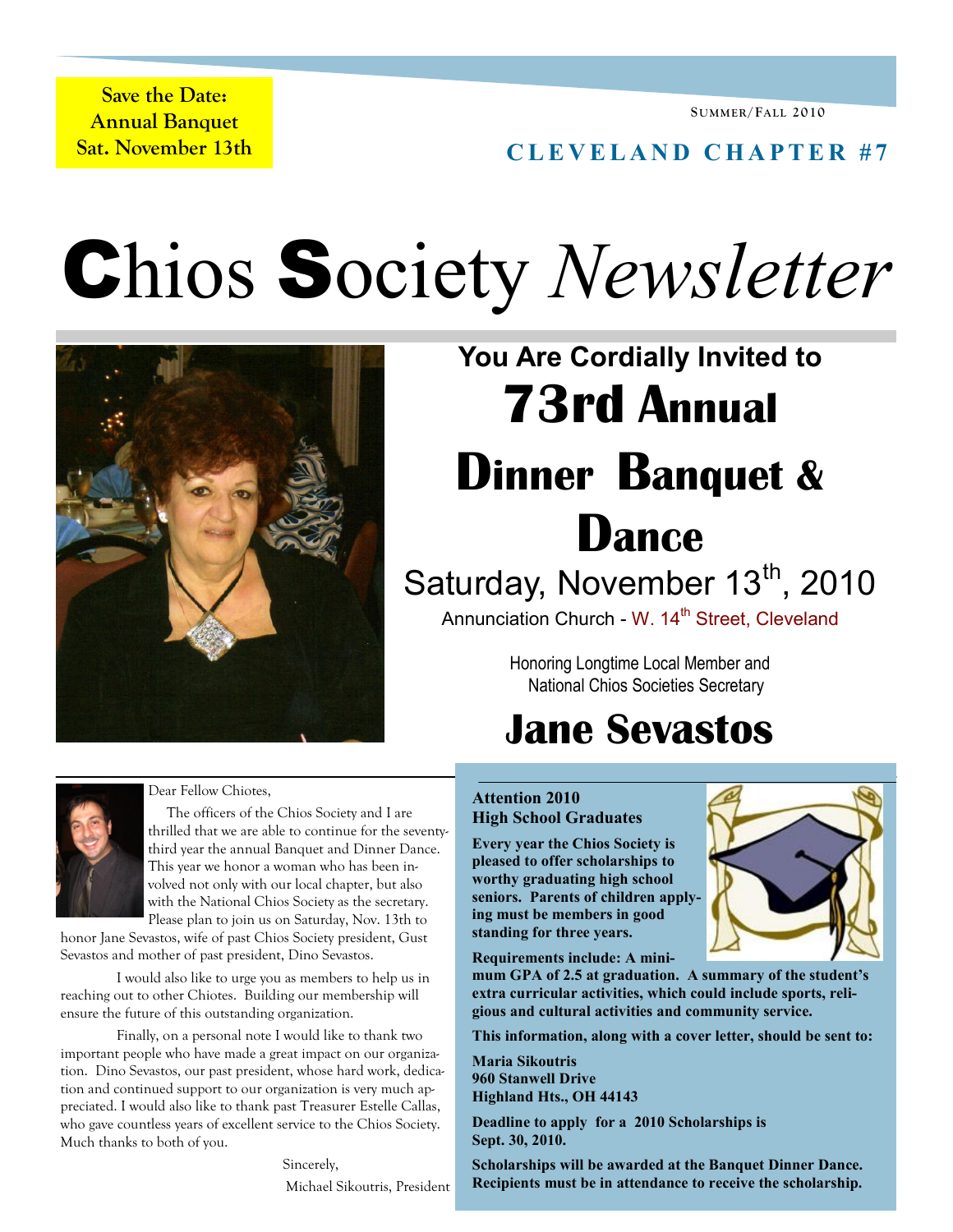**Save the Date: Annual Banquet Sat. November 13th**

SUMMER/FALL 2010

**CLEVELAND CHAPTER #7**

# Chios Society *Newsletter*

## You Are Cordially Invited to

# 73rd Annual Dinner Banquet & Dance

Saturday, November 13th, 2010

Annunciation Church - W. 14th Street, Cleveland

Honoring Longtime Local Member and National Chios Societies Secretary

## Jane Sevastos

Dear Fellow Chiotes,

The officers of the Chios Society and I are thrilled that we are able to continue for the seventy-third year the annual Banquet and Dinner Dance. This year we honor a woman who has been involved not only with our local chapter, but also with the National Chios Society as the secretary. Please plan to join us on Saturday, Nov. 13th to honor Jane Sevastos, wife of past Chios Society president, Gust Sevastos and mother of past president, Dino Sevastos.

I would also like to urge you as members to help us in reaching out to other Chiotes. Building our membership will ensure the future of this outstanding organization.

Finally, on a personal note I would like to thank two important people who have made a great impact on our organization. Dino Sevastos, our past president, whose hard work, dedication and continued support to our organization is very much appreciated. I would also like to thank past Treasurer Estelle Callas, who gave countless years of excellent service to the Chios Society. Much thanks to both of you.

Sincerely,

Michael Sikoutris, President

**Attention 2010 High School Graduates**

**Every year the Chios Society is pleased to offer scholarships to worthy graduating high school seniors. Parents of children applying must be members in good standing for three years.**

**Requirements include: A minimum GPA of 2.5 at graduation. A summary of the student's extra curricular activities, which could include sports, religious and cultural activities and community service.**

**This information, along with a cover letter, should be sent to:**

**Maria Sikoutris**
**960 Stanwell Drive**
**Highland Hts., OH 44143**

**Deadline to apply for a 2010 Scholarships is Sept. 30, 2010.**

**Scholarships will be awarded at the Banquet Dinner Dance. Recipients must be in attendance to receive the scholarship.**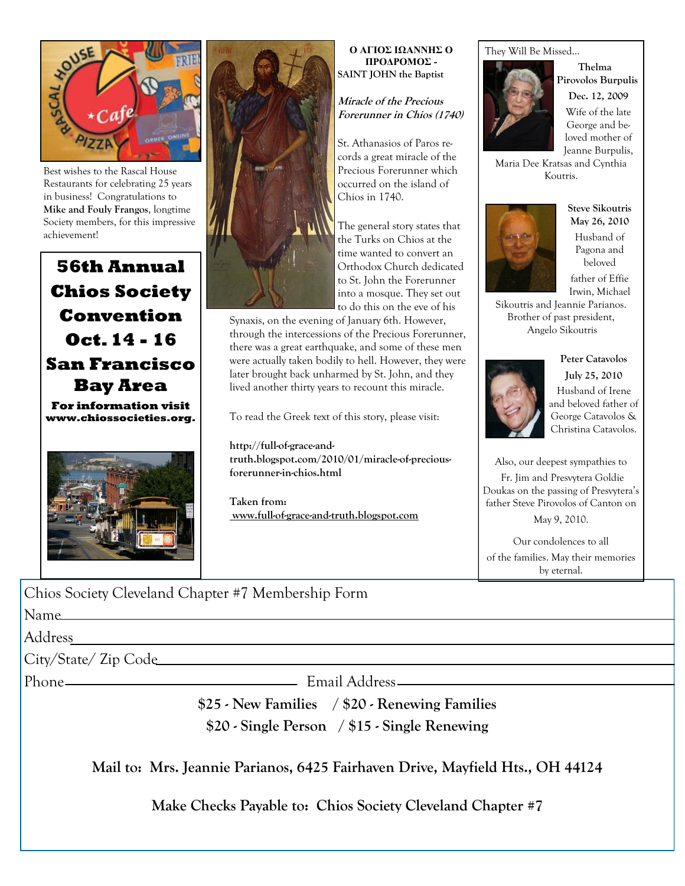Best wishes to the Rascal House Restaurants for celebrating 25 years in business! Congratulations to **Mike and Fouly Frangos**, longtime Society members, for this impressive achievement!

## 56th Annual Chios Society Convention
## Oct. 14 - 16
## San Francisco Bay Area

**For information visit www.chiossocieties.org.**

**Ο ΑΓΙΟΣ ΙΩΑΝΝΗΣ Ο ΠΡΟΔΡΟΜΟΣ - SAINT JOHN the Baptist**

*Miracle of the Precious Forerunner in Chios (1740)*

St. Athanasios of Paros records a great miracle of the Precious Forerunner which occurred on the island of Chios in 1740.

The general story states that the Turks on Chios at the time wanted to convert an Orthodox Church dedicated to St. John the Forerunner into a mosque. They set out to do this on the eve of his Synaxis, on the evening of January 6th. However, through the intercessions of the Precious Forerunner, there was a great earthquake, and some of these men were actually taken bodily to hell. However, they were later brought back unharmed by St. John, and they lived another thirty years to recount this miracle.

To read the Greek text of this story, please visit:

**http://full-of-grace-and-truth.blogspot.com/2010/01/miracle-of-precious-forerunner-in-chios.html**

**Taken from:** **www.full-of-grace-and-truth.blogspot.com**

They Will Be Missed...

**Thelma Pirovolos Burpulis**
**Dec. 12, 2009**
Wife of the late George and beloved mother of Jeanne Burpulis, Maria Dee Kratsas and Cynthia Koutris.

**Steve Sikoutris**
**May 26, 2010**
Husband of Pagona and beloved father of Effie Irwin, Michael Sikoutris and Jeannie Parianos. Brother of past president, Angelo Sikoutris

**Peter Catavolos**
**July 25, 2010**
Husband of Irene and beloved father of George Catavolos & Christina Catavolos.

Also, our deepest sympathies to Fr. Jim and Presvytera Goldie Doukas on the passing of Presvytera's father Steve Pirovolos of Canton on May 9, 2010.

Our condolences to all of the families. May their memories by eternal.

Chios Society Cleveland Chapter #7 Membership Form

Name\_\_\_\_\_\_\_\_\_\_\_\_\_\_\_\_\_\_\_\_\_\_\_\_\_\_\_\_\_\_\_\_\_\_\_\_\_\_\_\_

Address\_\_\_\_\_\_\_\_\_\_\_\_\_\_\_\_\_\_\_\_\_\_\_\_\_\_\_\_\_\_\_\_\_\_\_\_\_\_

City/State/ Zip Code\_\_\_\_\_\_\_\_\_\_\_\_\_\_\_\_\_\_\_\_\_\_\_\_\_\_\_\_\_\_

Phone\_\_\_\_\_\_\_\_\_\_\_\_\_\_\_\_\_\_\_\_ Email Address\_\_\_\_\_\_\_\_\_\_\_\_\_\_\_\_\_\_\_\_

**$25 - New Families / $20 - Renewing Families**

**$20 - Single Person / $15 - Single Renewing**

**Mail to: Mrs. Jeannie Parianos, 6425 Fairhaven Drive, Mayfield Hts., OH 44124**

**Make Checks Payable to: Chios Society Cleveland Chapter #7**